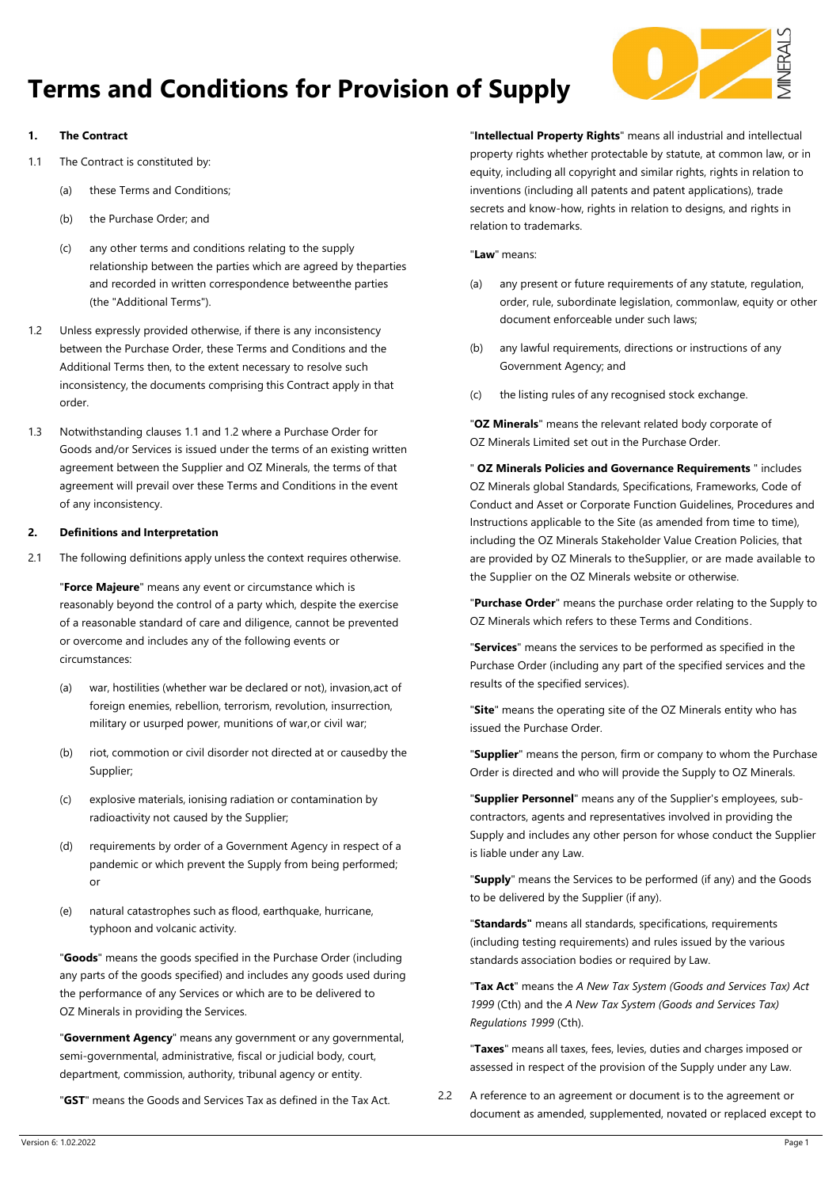# Terms and Conditions for Provision of Supply

## 1. The Contract

1.1 The Contract is constituted by:

(a) these Terms and Conditions;

(b) the Purchase Order; and

(c) any other terms and conditions relating to the supply relationship between the parties which are agreed by theparties and recorded in written correspondence betweenthe parties (the "Additional Terms").

1.2 Unless expressly provided otherwise, if there is any inconsistency between the Purchase Order, these Terms and Conditions and the Additional Terms then, to the extent necessary to resolve such inconsistency, the documents comprising this Contract apply in that order.

1.3 Notwithstanding clauses 1.1 and 1.2 where a Purchase Order for Goods and/or Services is issued under the terms of an existing written agreement between the Supplier and OZ Minerals, the terms of that agreement will prevail over these Terms and Conditions in the event of any inconsistency.

## 2. Definitions and Interpretation

2.1 The following definitions apply unless the context requires otherwise.

"**Force Majeure**" means any event or circumstance which is reasonably beyond the control of a party which, despite the exercise of a reasonable standard of care and diligence, cannot be prevented or overcome and includes any of the following events or circumstances:

(a) war, hostilities (whether war be declared or not), invasion,act of foreign enemies, rebellion, terrorism, revolution, insurrection, military or usurped power, munitions of war,or civil war;

(b) riot, commotion or civil disorder not directed at or causedby the Supplier;

(c) explosive materials, ionising radiation or contamination by radioactivity not caused by the Supplier;

(d) requirements by order of a Government Agency in respect of a pandemic or which prevent the Supply from being performed; or

(e) natural catastrophes such as flood, earthquake, hurricane, typhoon and volcanic activity.

"**Goods**" means the goods specified in the Purchase Order (including any parts of the goods specified) and includes any goods used during the performance of any Services or which are to be delivered to OZ Minerals in providing the Services.

"**Government Agency**" means any government or any governmental, semi-governmental, administrative, fiscal or judicial body, court, department, commission, authority, tribunal agency or entity.

"**GST**" means the Goods and Services Tax as defined in the Tax Act.

"**Intellectual Property Rights**" means all industrial and intellectual property rights whether protectable by statute, at common law, or in equity, including all copyright and similar rights, rights in relation to inventions (including all patents and patent applications), trade secrets and know-how, rights in relation to designs, and rights in relation to trademarks.

"**Law**" means:

(a) any present or future requirements of any statute, regulation, order, rule, subordinate legislation, commonlaw, equity or other document enforceable under such laws;

(b) any lawful requirements, directions or instructions of any Government Agency; and

(c) the listing rules of any recognised stock exchange.

"**OZ Minerals**" means the relevant related body corporate of OZ Minerals Limited set out in the Purchase Order.

"**OZ Minerals Policies and Governance Requirements**" includes OZ Minerals global Standards, Specifications, Frameworks, Code of Conduct and Asset or Corporate Function Guidelines, Procedures and Instructions applicable to the Site (as amended from time to time), including the OZ Minerals Stakeholder Value Creation Policies, that are provided by OZ Minerals to theSupplier, or are made available to the Supplier on the OZ Minerals website or otherwise.

"**Purchase Order**" means the purchase order relating to the Supply to OZ Minerals which refers to these Terms and Conditions.

"**Services**" means the services to be performed as specified in the Purchase Order (including any part of the specified services and the results of the specified services).

"**Site**" means the operating site of the OZ Minerals entity who has issued the Purchase Order.

"**Supplier**" means the person, firm or company to whom the Purchase Order is directed and who will provide the Supply to OZ Minerals.

"**Supplier Personnel**" means any of the Supplier's employees, sub-contractors, agents and representatives involved in providing the Supply and includes any other person for whose conduct the Supplier is liable under any Law.

"**Supply**" means the Services to be performed (if any) and the Goods to be delivered by the Supplier (if any).

"**Standards**" means all standards, specifications, requirements (including testing requirements) and rules issued by the various standards association bodies or required by Law.

"**Tax Act**" means the *A New Tax System (Goods and Services Tax) Act 1999* (Cth) and the *A New Tax System (Goods and Services Tax) Regulations 1999* (Cth).

"**Taxes**" means all taxes, fees, levies, duties and charges imposed or assessed in respect of the provision of the Supply under any Law.

2.2 A reference to an agreement or document is to the agreement or document as amended, supplemented, novated or replaced except to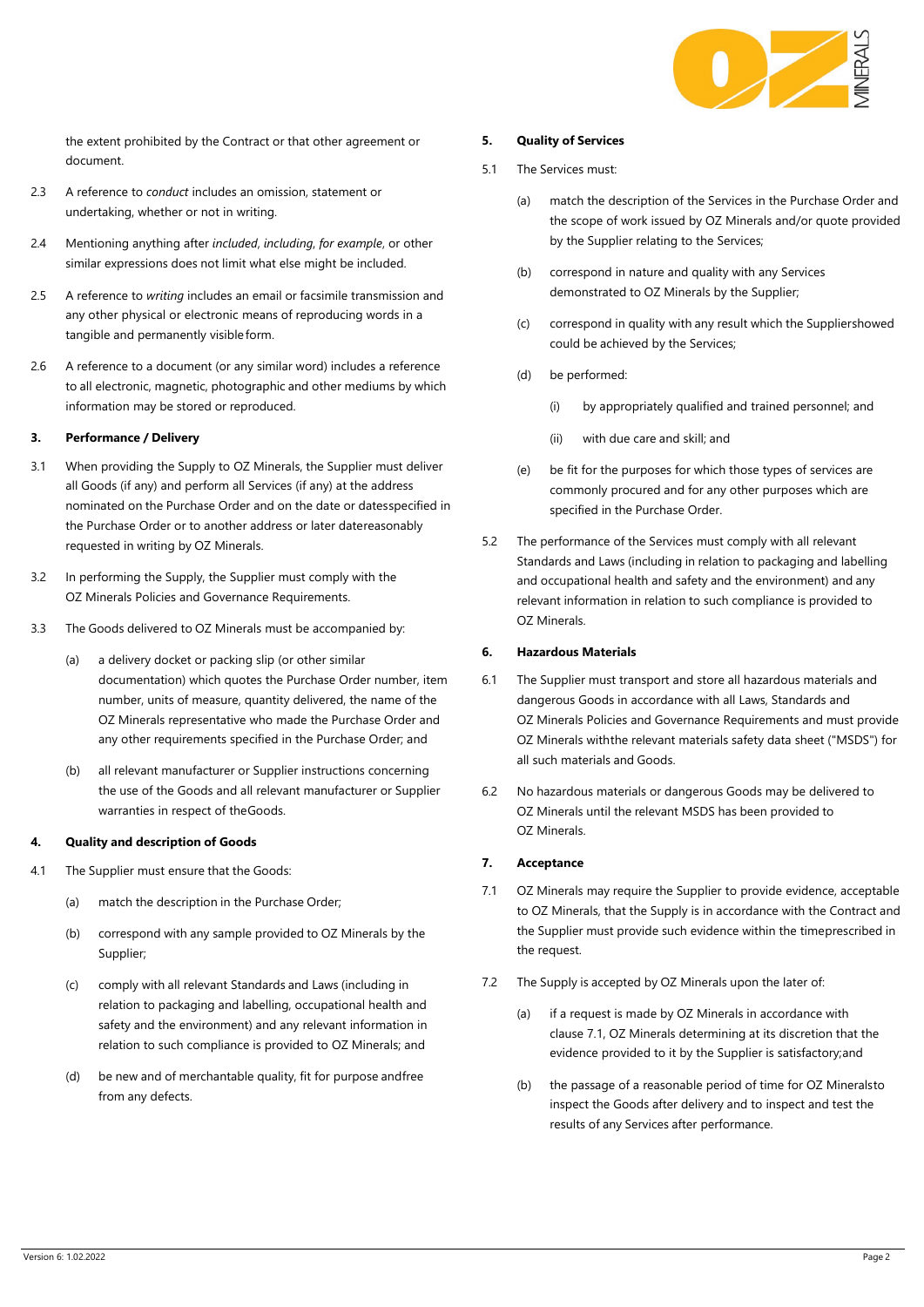the extent prohibited by the Contract or that other agreement or document.

2.3 A reference to *conduct* includes an omission, statement or undertaking, whether or not in writing.

2.4 Mentioning anything after *included*, *including*, *for example*, or other similar expressions does not limit what else might be included.

2.5 A reference to *writing* includes an email or facsimile transmission and any other physical or electronic means of reproducing words in a tangible and permanently visible form.

2.6 A reference to a document (or any similar word) includes a reference to all electronic, magnetic, photographic and other mediums by which information may be stored or reproduced.

**3. Performance / Delivery**

3.1 When providing the Supply to OZ Minerals, the Supplier must deliver all Goods (if any) and perform all Services (if any) at the address nominated on the Purchase Order and on the date or dates specified in the Purchase Order or to another address or later date reasonably requested in writing by OZ Minerals.

3.2 In performing the Supply, the Supplier must comply with the OZ Minerals Policies and Governance Requirements.

3.3 The Goods delivered to OZ Minerals must be accompanied by:

(a) a delivery docket or packing slip (or other similar documentation) which quotes the Purchase Order number, item number, units of measure, quantity delivered, the name of the OZ Minerals representative who made the Purchase Order and any other requirements specified in the Purchase Order; and

(b) all relevant manufacturer or Supplier instructions concerning the use of the Goods and all relevant manufacturer or Supplier warranties in respect of the Goods.

**4. Quality and description of Goods**

4.1 The Supplier must ensure that the Goods:

(a) match the description in the Purchase Order;

(b) correspond with any sample provided to OZ Minerals by the Supplier;

(c) comply with all relevant Standards and Laws (including in relation to packaging and labelling, occupational health and safety and the environment) and any relevant information in relation to such compliance is provided to OZ Minerals; and

(d) be new and of merchantable quality, fit for purpose and free from any defects.

**5. Quality of Services**

5.1 The Services must:

(a) match the description of the Services in the Purchase Order and the scope of work issued by OZ Minerals and/or quote provided by the Supplier relating to the Services;

(b) correspond in nature and quality with any Services demonstrated to OZ Minerals by the Supplier;

(c) correspond in quality with any result which the Supplier showed could be achieved by the Services;

(d) be performed:

(i) by appropriately qualified and trained personnel; and

(ii) with due care and skill; and

(e) be fit for the purposes for which those types of services are commonly procured and for any other purposes which are specified in the Purchase Order.

5.2 The performance of the Services must comply with all relevant Standards and Laws (including in relation to packaging and labelling and occupational health and safety and the environment) and any relevant information in relation to such compliance is provided to OZ Minerals.

**6. Hazardous Materials**

6.1 The Supplier must transport and store all hazardous materials and dangerous Goods in accordance with all Laws, Standards and OZ Minerals Policies and Governance Requirements and must provide OZ Minerals with the relevant materials safety data sheet ("MSDS") for all such materials and Goods.

6.2 No hazardous materials or dangerous Goods may be delivered to OZ Minerals until the relevant MSDS has been provided to OZ Minerals.

**7. Acceptance**

7.1 OZ Minerals may require the Supplier to provide evidence, acceptable to OZ Minerals, that the Supply is in accordance with the Contract and the Supplier must provide such evidence within the time prescribed in the request.

7.2 The Supply is accepted by OZ Minerals upon the later of:

(a) if a request is made by OZ Minerals in accordance with clause 7.1, OZ Minerals determining at its discretion that the evidence provided to it by the Supplier is satisfactory; and

(b) the passage of a reasonable period of time for OZ Minerals to inspect the Goods after delivery and to inspect and test the results of any Services after performance.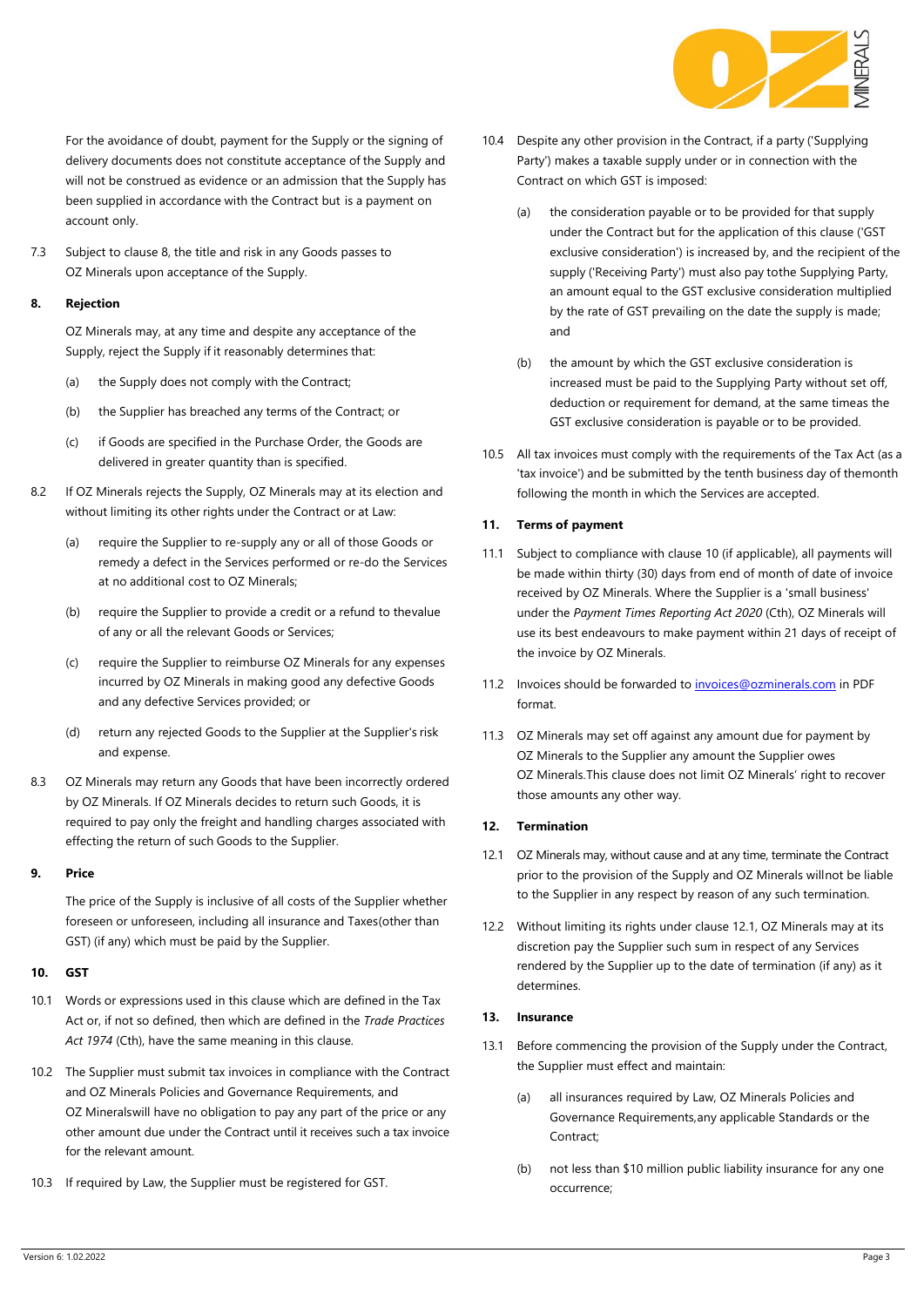For the avoidance of doubt, payment for the Supply or the signing of delivery documents does not constitute acceptance of the Supply and will not be construed as evidence or an admission that the Supply has been supplied in accordance with the Contract but is a payment on account only.

7.3 Subject to clause 8, the title and risk in any Goods passes to OZ Minerals upon acceptance of the Supply.

**8. Rejection**

OZ Minerals may, at any time and despite any acceptance of the Supply, reject the Supply if it reasonably determines that:

(a) the Supply does not comply with the Contract;

(b) the Supplier has breached any terms of the Contract; or

(c) if Goods are specified in the Purchase Order, the Goods are delivered in greater quantity than is specified.

8.2 If OZ Minerals rejects the Supply, OZ Minerals may at its election and without limiting its other rights under the Contract or at Law:

(a) require the Supplier to re-supply any or all of those Goods or remedy a defect in the Services performed or re-do the Services at no additional cost to OZ Minerals;

(b) require the Supplier to provide a credit or a refund to thevalue of any or all the relevant Goods or Services;

(c) require the Supplier to reimburse OZ Minerals for any expenses incurred by OZ Minerals in making good any defective Goods and any defective Services provided; or

(d) return any rejected Goods to the Supplier at the Supplier's risk and expense.

8.3 OZ Minerals may return any Goods that have been incorrectly ordered by OZ Minerals. If OZ Minerals decides to return such Goods, it is required to pay only the freight and handling charges associated with effecting the return of such Goods to the Supplier.

**9. Price**

The price of the Supply is inclusive of all costs of the Supplier whether foreseen or unforeseen, including all insurance and Taxes(other than GST) (if any) which must be paid by the Supplier.

**10. GST**

10.1 Words or expressions used in this clause which are defined in the Tax Act or, if not so defined, then which are defined in the *Trade Practices Act 1974* (Cth), have the same meaning in this clause.

10.2 The Supplier must submit tax invoices in compliance with the Contract and OZ Minerals Policies and Governance Requirements, and OZ Mineralswill have no obligation to pay any part of the price or any other amount due under the Contract until it receives such a tax invoice for the relevant amount.

10.3 If required by Law, the Supplier must be registered for GST.

10.4 Despite any other provision in the Contract, if a party ('Supplying Party') makes a taxable supply under or in connection with the Contract on which GST is imposed:

(a) the consideration payable or to be provided for that supply under the Contract but for the application of this clause ('GST exclusive consideration') is increased by, and the recipient of the supply ('Receiving Party') must also pay tothe Supplying Party, an amount equal to the GST exclusive consideration multiplied by the rate of GST prevailing on the date the supply is made; and

(b) the amount by which the GST exclusive consideration is increased must be paid to the Supplying Party without set off, deduction or requirement for demand, at the same timeas the GST exclusive consideration is payable or to be provided.

10.5 All tax invoices must comply with the requirements of the Tax Act (as a 'tax invoice') and be submitted by the tenth business day of themonth following the month in which the Services are accepted.

**11. Terms of payment**

11.1 Subject to compliance with clause 10 (if applicable), all payments will be made within thirty (30) days from end of month of date of invoice received by OZ Minerals. Where the Supplier is a 'small business' under the *Payment Times Reporting Act 2020* (Cth), OZ Minerals will use its best endeavours to make payment within 21 days of receipt of the invoice by OZ Minerals.

11.2 Invoices should be forwarded to invoices@ozminerals.com in PDF format.

11.3 OZ Minerals may set off against any amount due for payment by OZ Minerals to the Supplier any amount the Supplier owes OZ Minerals.This clause does not limit OZ Minerals' right to recover those amounts any other way.

**12. Termination**

12.1 OZ Minerals may, without cause and at any time, terminate the Contract prior to the provision of the Supply and OZ Minerals willnot be liable to the Supplier in any respect by reason of any such termination.

12.2 Without limiting its rights under clause 12.1, OZ Minerals may at its discretion pay the Supplier such sum in respect of any Services rendered by the Supplier up to the date of termination (if any) as it determines.

**13. Insurance**

13.1 Before commencing the provision of the Supply under the Contract, the Supplier must effect and maintain:

(a) all insurances required by Law, OZ Minerals Policies and Governance Requirements,any applicable Standards or the Contract;

(b) not less than $10 million public liability insurance for any one occurrence;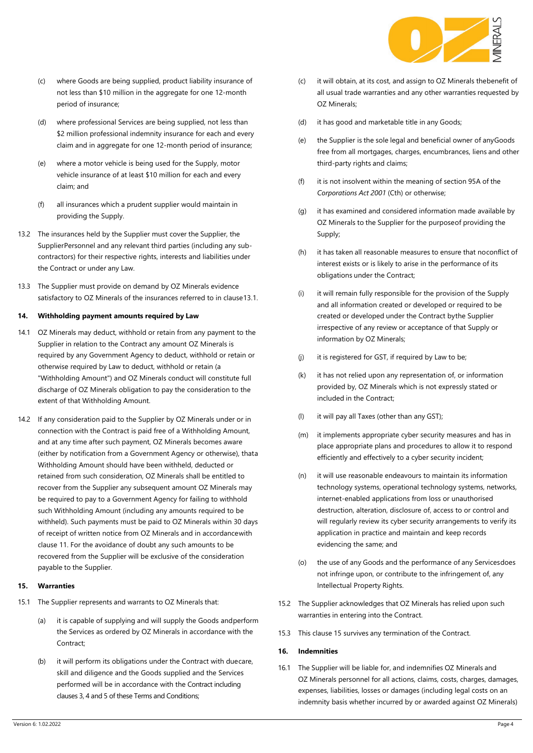(c) where Goods are being supplied, product liability insurance of not less than $10 million in the aggregate for one 12-month period of insurance;

(d) where professional Services are being supplied, not less than $2 million professional indemnity insurance for each and every claim and in aggregate for one 12-month period of insurance;

(e) where a motor vehicle is being used for the Supply, motor vehicle insurance of at least $10 million for each and every claim; and

(f) all insurances which a prudent supplier would maintain in providing the Supply.

13.2 The insurances held by the Supplier must cover the Supplier, the SupplierPersonnel and any relevant third parties (including any sub-contractors) for their respective rights, interests and liabilities under the Contract or under any Law.

13.3 The Supplier must provide on demand by OZ Minerals evidence satisfactory to OZ Minerals of the insurances referred to in clause13.1.

**14. Withholding payment amounts required by Law**

14.1 OZ Minerals may deduct, withhold or retain from any payment to the Supplier in relation to the Contract any amount OZ Minerals is required by any Government Agency to deduct, withhold or retain or otherwise required by Law to deduct, withhold or retain (a "Withholding Amount") and OZ Minerals conduct will constitute full discharge of OZ Minerals obligation to pay the consideration to the extent of that Withholding Amount.

14.2 If any consideration paid to the Supplier by OZ Minerals under or in connection with the Contract is paid free of a Withholding Amount, and at any time after such payment, OZ Minerals becomes aware (either by notification from a Government Agency or otherwise), thata Withholding Amount should have been withheld, deducted or retained from such consideration, OZ Minerals shall be entitled to recover from the Supplier any subsequent amount OZ Minerals may be required to pay to a Government Agency for failing to withhold such Withholding Amount (including any amounts required to be withheld). Such payments must be paid to OZ Minerals within 30 days of receipt of written notice from OZ Minerals and in accordancewith clause 11. For the avoidance of doubt any such amounts to be recovered from the Supplier will be exclusive of the consideration payable to the Supplier.

**15. Warranties**

15.1 The Supplier represents and warrants to OZ Minerals that:

(a) it is capable of supplying and will supply the Goods andperform the Services as ordered by OZ Minerals in accordance with the Contract;

(b) it will perform its obligations under the Contract with duecare, skill and diligence and the Goods supplied and the Services performed will be in accordance with the Contract including clauses 3, 4 and 5 of these Terms and Conditions;

(c) it will obtain, at its cost, and assign to OZ Minerals thebenefit of all usual trade warranties and any other warranties requested by OZ Minerals;

(d) it has good and marketable title in any Goods;

(e) the Supplier is the sole legal and beneficial owner of anyGoods free from all mortgages, charges, encumbrances, liens and other third-party rights and claims;

(f) it is not insolvent within the meaning of section 95A of the *Corporations Act 2001* (Cth) or otherwise;

(g) it has examined and considered information made available by OZ Minerals to the Supplier for the purposeof providing the Supply;

(h) it has taken all reasonable measures to ensure that noconflict of interest exists or is likely to arise in the performance of its obligations under the Contract;

(i) it will remain fully responsible for the provision of the Supply and all information created or developed or required to be created or developed under the Contract bythe Supplier irrespective of any review or acceptance of that Supply or information by OZ Minerals;

(j) it is registered for GST, if required by Law to be;

(k) it has not relied upon any representation of, or information provided by, OZ Minerals which is not expressly stated or included in the Contract;

(l) it will pay all Taxes (other than any GST);

(m) it implements appropriate cyber security measures and has in place appropriate plans and procedures to allow it to respond efficiently and effectively to a cyber security incident;

(n) it will use reasonable endeavours to maintain its information technology systems, operational technology systems, networks, internet-enabled applications from loss or unauthorised destruction, alteration, disclosure of, access to or control and will regularly review its cyber security arrangements to verify its application in practice and maintain and keep records evidencing the same; and

(o) the use of any Goods and the performance of any Servicesdoes not infringe upon, or contribute to the infringement of, any Intellectual Property Rights.

15.2 The Supplier acknowledges that OZ Minerals has relied upon such warranties in entering into the Contract.

15.3 This clause 15 survives any termination of the Contract.

**16. Indemnities**

16.1 The Supplier will be liable for, and indemnifies OZ Minerals and OZ Minerals personnel for all actions, claims, costs, charges, damages, expenses, liabilities, losses or damages (including legal costs on an indemnity basis whether incurred by or awarded against OZ Minerals)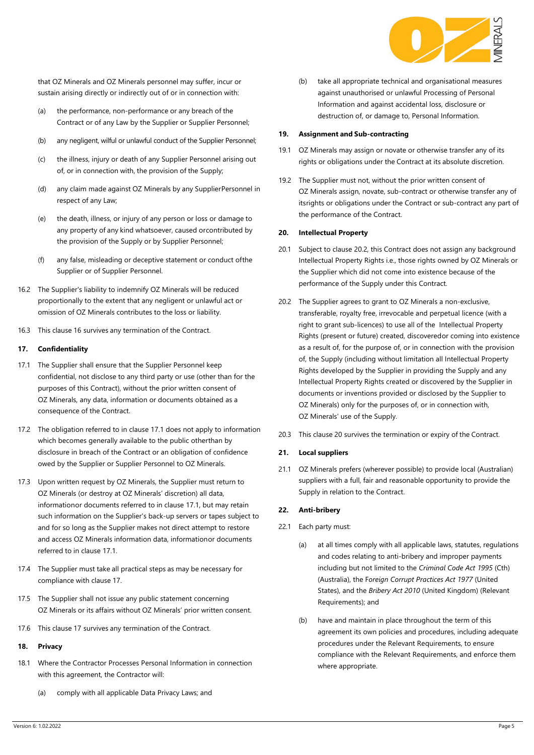that OZ Minerals and OZ Minerals personnel may suffer, incur or sustain arising directly or indirectly out of or in connection with:

(a) the performance, non-performance or any breach of the Contract or of any Law by the Supplier or Supplier Personnel;

(b) any negligent, wilful or unlawful conduct of the Supplier Personnel;

(c) the illness, injury or death of any Supplier Personnel arising out of, or in connection with, the provision of the Supply;

(d) any claim made against OZ Minerals by any SupplierPersonnel in respect of any Law;

(e) the death, illness, or injury of any person or loss or damage to any property of any kind whatsoever, caused orcontributed by the provision of the Supply or by Supplier Personnel;

(f) any false, misleading or deceptive statement or conduct ofthe Supplier or of Supplier Personnel.

16.2 The Supplier's liability to indemnify OZ Minerals will be reduced proportionally to the extent that any negligent or unlawful act or omission of OZ Minerals contributes to the loss or liability.

16.3 This clause 16 survives any termination of the Contract.

**17. Confidentiality**

17.1 The Supplier shall ensure that the Supplier Personnel keep confidential, not disclose to any third party or use (other than for the purposes of this Contract), without the prior written consent of OZ Minerals, any data, information or documents obtained as a consequence of the Contract.

17.2 The obligation referred to in clause 17.1 does not apply to information which becomes generally available to the public otherthan by disclosure in breach of the Contract or an obligation of confidence owed by the Supplier or Supplier Personnel to OZ Minerals.

17.3 Upon written request by OZ Minerals, the Supplier must return to OZ Minerals (or destroy at OZ Minerals' discretion) all data, informationor documents referred to in clause 17.1, but may retain such information on the Supplier's back-up servers or tapes subject to and for so long as the Supplier makes not direct attempt to restore and access OZ Minerals information data, informationor documents referred to in clause 17.1.

17.4 The Supplier must take all practical steps as may be necessary for compliance with clause 17.

17.5 The Supplier shall not issue any public statement concerning OZ Minerals or its affairs without OZ Minerals' prior written consent.

17.6 This clause 17 survives any termination of the Contract.

**18. Privacy**

18.1 Where the Contractor Processes Personal Information in connection with this agreement, the Contractor will:

(a) comply with all applicable Data Privacy Laws; and

(b) take all appropriate technical and organisational measures against unauthorised or unlawful Processing of Personal Information and against accidental loss, disclosure or destruction of, or damage to, Personal Information.

**19. Assignment and Sub-contracting**

19.1 OZ Minerals may assign or novate or otherwise transfer any of its rights or obligations under the Contract at its absolute discretion.

19.2 The Supplier must not, without the prior written consent of OZ Minerals assign, novate, sub-contract or otherwise transfer any of itsrights or obligations under the Contract or sub-contract any part of the performance of the Contract.

**20. Intellectual Property**

20.1 Subject to clause 20.2, this Contract does not assign any background Intellectual Property Rights i.e., those rights owned by OZ Minerals or the Supplier which did not come into existence because of the performance of the Supply under this Contract.

20.2 The Supplier agrees to grant to OZ Minerals a non-exclusive, transferable, royalty free, irrevocable and perpetual licence (with a right to grant sub-licences) to use all of the Intellectual Property Rights (present or future) created, discoveredor coming into existence as a result of, for the purpose of, or in connection with the provision of, the Supply (including without limitation all Intellectual Property Rights developed by the Supplier in providing the Supply and any Intellectual Property Rights created or discovered by the Supplier in documents or inventions provided or disclosed by the Supplier to OZ Minerals) only for the purposes of, or in connection with, OZ Minerals' use of the Supply.

20.3 This clause 20 survives the termination or expiry of the Contract.

**21. Local suppliers**

21.1 OZ Minerals prefers (wherever possible) to provide local (Australian) suppliers with a full, fair and reasonable opportunity to provide the Supply in relation to the Contract.

**22. Anti-bribery**

22.1 Each party must:

(a) at all times comply with all applicable laws, statutes, regulations and codes relating to anti-bribery and improper payments including but not limited to the *Criminal Code Act 1995* (Cth) (Australia), the *Foreign Corrupt Practices Act 1977* (United States), and the *Bribery Act 2010* (United Kingdom) (Relevant Requirements); and

(b) have and maintain in place throughout the term of this agreement its own policies and procedures, including adequate procedures under the Relevant Requirements, to ensure compliance with the Relevant Requirements, and enforce them where appropriate.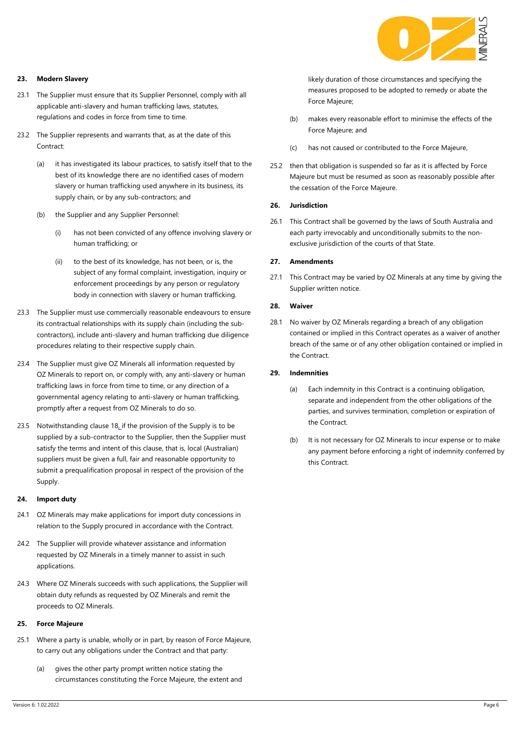## 23. Modern Slavery

23.1 The Supplier must ensure that its Supplier Personnel, comply with all applicable anti-slavery and human trafficking laws, statutes, regulations and codes in force from time to time.

23.2 The Supplier represents and warrants that, as at the date of this Contract:

(a) it has investigated its labour practices, to satisfy itself that to the best of its knowledge there are no identified cases of modern slavery or human trafficking used anywhere in its business, its supply chain, or by any sub-contractors; and

(b) the Supplier and any Supplier Personnel:

(i) has not been convicted of any offence involving slavery or human trafficking; or

(ii) to the best of its knowledge, has not been, or is, the subject of any formal complaint, investigation, inquiry or enforcement proceedings by any person or regulatory body in connection with slavery or human trafficking.

23.3 The Supplier must use commercially reasonable endeavours to ensure its contractual relationships with its supply chain (including the sub-contractors), include anti-slavery and human trafficking due diligence procedures relating to their respective supply chain.

23.4 The Supplier must give OZ Minerals all information requested by OZ Minerals to report on, or comply with, any anti-slavery or human trafficking laws in force from time to time, or any direction of a governmental agency relating to anti-slavery or human trafficking, promptly after a request from OZ Minerals to do so.

23.5 Notwithstanding clause 18, if the provision of the Supply is to be supplied by a sub-contractor to the Supplier, then the Supplier must satisfy the terms and intent of this clause, that is, local (Australian) suppliers must be given a full, fair and reasonable opportunity to submit a prequalification proposal in respect of the provision of the Supply.

## 24. Import duty

24.1 OZ Minerals may make applications for import duty concessions in relation to the Supply procured in accordance with the Contract.

24.2 The Supplier will provide whatever assistance and information requested by OZ Minerals in a timely manner to assist in such applications.

24.3 Where OZ Minerals succeeds with such applications, the Supplier will obtain duty refunds as requested by OZ Minerals and remit the proceeds to OZ Minerals.

## 25. Force Majeure

25.1 Where a party is unable, wholly or in part, by reason of Force Majeure, to carry out any obligations under the Contract and that party:

(a) gives the other party prompt written notice stating the circumstances constituting the Force Majeure, the extent and likely duration of those circumstances and specifying the measures proposed to be adopted to remedy or abate the Force Majeure;

(b) makes every reasonable effort to minimise the effects of the Force Majeure; and

(c) has not caused or contributed to the Force Majeure,

25.2 then that obligation is suspended so far as it is affected by Force Majeure but must be resumed as soon as reasonably possible after the cessation of the Force Majeure.

## 26. Jurisdiction

26.1 This Contract shall be governed by the laws of South Australia and each party irrevocably and unconditionally submits to the non-exclusive jurisdiction of the courts of that State.

## 27. Amendments

27.1 This Contract may be varied by OZ Minerals at any time by giving the Supplier written notice.

## 28. Waiver

28.1 No waiver by OZ Minerals regarding a breach of any obligation contained or implied in this Contract operates as a waiver of another breach of the same or of any other obligation contained or implied in the Contract.

## 29. Indemnities

(a) Each indemnity in this Contract is a continuing obligation, separate and independent from the other obligations of the parties, and survives termination, completion or expiration of the Contract.

(b) It is not necessary for OZ Minerals to incur expense or to make any payment before enforcing a right of indemnity conferred by this Contract.